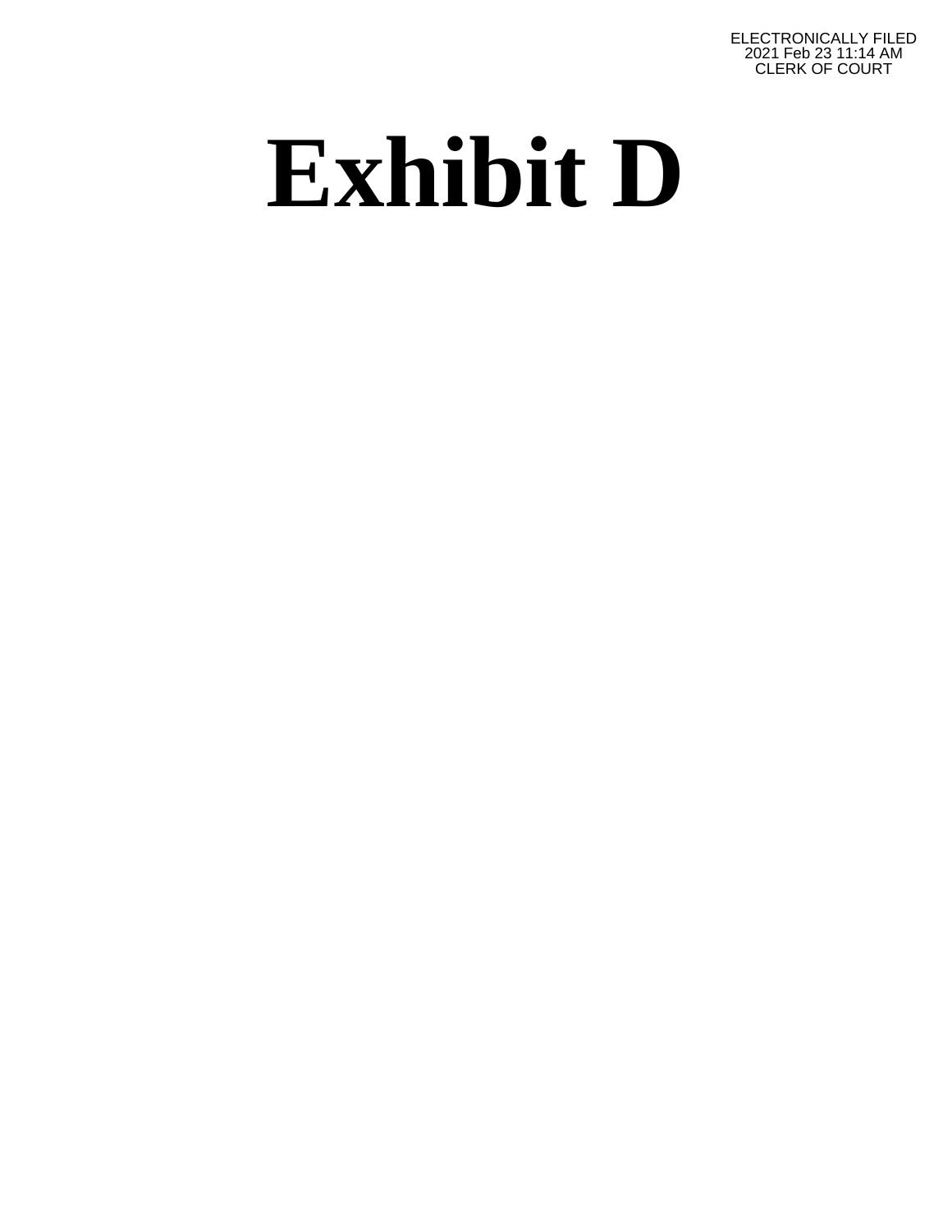ELECTRONICALLY FILED
2021 Feb 23 11:14 AM
CLERK OF COURT

# Exhibit D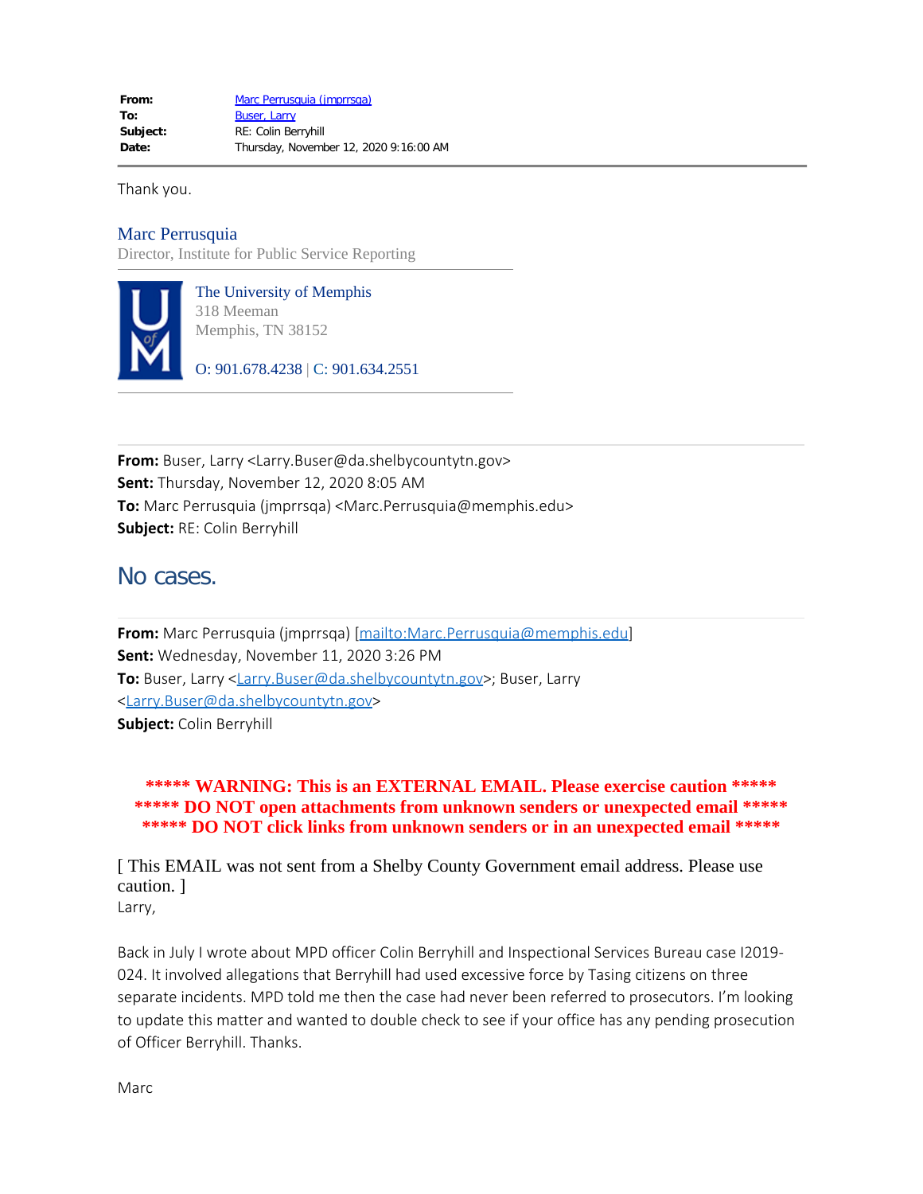| | |
|---|---|
| **From:** | Marc Perrusquia (jmprrsqa) |
| **To:** | Buser, Larry |
| **Subject:** | RE: Colin Berryhill |
| **Date:** | Thursday, November 12, 2020 9:16:00 AM |

---

Thank you.

Marc Perrusquia
Director, Institute for Public Service Reporting

The University of Memphis
318 Meeman
Memphis, TN 38152

O: 901.678.4238 | C: 901.634.2551

---

**From:** Buser, Larry <Larry.Buser@da.shelbycountytn.gov>
**Sent:** Thursday, November 12, 2020 8:05 AM
**To:** Marc Perrusquia (jmprrsqa) <Marc.Perrusquia@memphis.edu>
**Subject:** RE: Colin Berryhill

No cases.

---

**From:** Marc Perrusquia (jmprrsqa) [mailto:Marc.Perrusquia@memphis.edu]
**Sent:** Wednesday, November 11, 2020 3:26 PM
**To:** Buser, Larry <Larry.Buser@da.shelbycountytn.gov>; Buser, Larry <Larry.Buser@da.shelbycountytn.gov>
**Subject:** Colin Berryhill

**\*\*\*\*\* WARNING: This is an EXTERNAL EMAIL. Please exercise caution \*\*\*\*\***
**\*\*\*\*\* DO NOT open attachments from unknown senders or unexpected email \*\*\*\*\***
**\*\*\*\*\* DO NOT click links from unknown senders or in an unexpected email \*\*\*\*\***

[ This EMAIL was not sent from a Shelby County Government email address. Please use caution. ]

Larry,

Back in July I wrote about MPD officer Colin Berryhill and Inspectional Services Bureau case I2019-024. It involved allegations that Berryhill had used excessive force by Tasing citizens on three separate incidents. MPD told me then the case had never been referred to prosecutors. I'm looking to update this matter and wanted to double check to see if your office has any pending prosecution of Officer Berryhill. Thanks.

Marc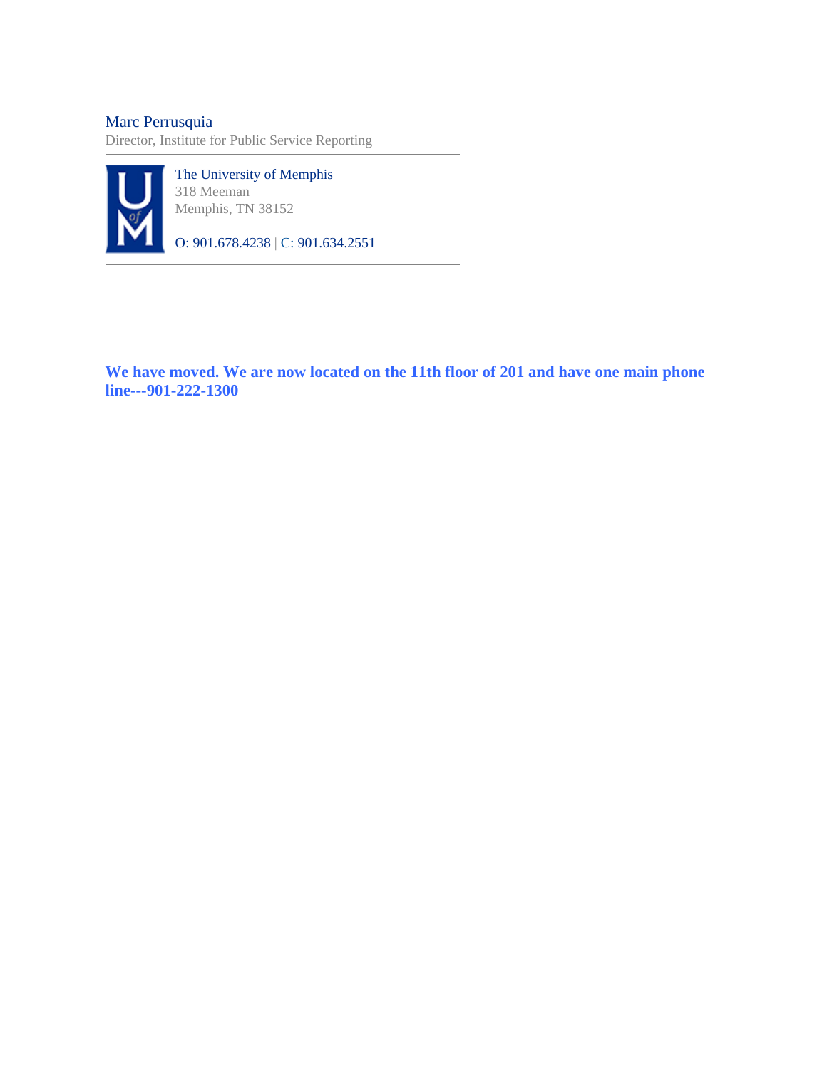Marc Perrusquia
Director, Institute for Public Service Reporting

---

The University of Memphis
318 Meeman
Memphis, TN 38152

O: 901.678.4238 | C: 901.634.2551

---

**We have moved. We are now located on the 11th floor of 201 and have one main phone line---901-222-1300**